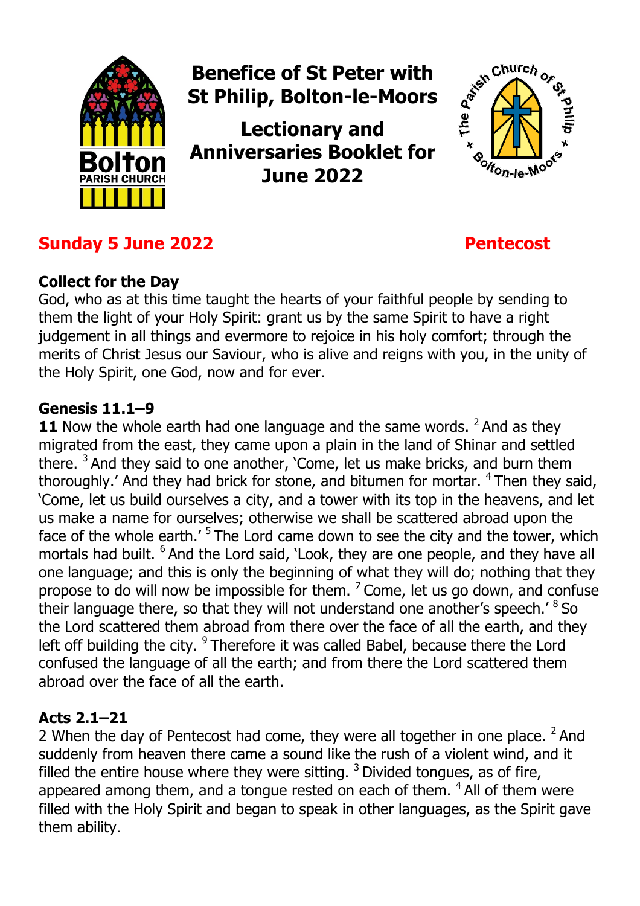# Benefice of St Peter with St Philip, Bolton-le-Moors

## Lectionary and Anniversaries Booklet for June 2022

## Sunday 5 June 2022 — Pentecost

### Collect for the Day

God, who as at this time taught the hearts of your faithful people by sending to them the light of your Holy Spirit: grant us by the same Spirit to have a right judgement in all things and evermore to rejoice in his holy comfort; through the merits of Christ Jesus our Saviour, who is alive and reigns with you, in the unity of the Holy Spirit, one God, now and for ever.

### Genesis 11.1–9

**11** Now the whole earth had one language and the same words. [2] And as they migrated from the east, they came upon a plain in the land of Shinar and settled there. [3] And they said to one another, 'Come, let us make bricks, and burn them thoroughly.' And they had brick for stone, and bitumen for mortar. [4] Then they said, 'Come, let us build ourselves a city, and a tower with its top in the heavens, and let us make a name for ourselves; otherwise we shall be scattered abroad upon the face of the whole earth.' [5] The Lord came down to see the city and the tower, which mortals had built. [6] And the Lord said, 'Look, they are one people, and they have all one language; and this is only the beginning of what they will do; nothing that they propose to do will now be impossible for them. [7] Come, let us go down, and confuse their language there, so that they will not understand one another's speech.' [8] So the Lord scattered them abroad from there over the face of all the earth, and they left off building the city. [9] Therefore it was called Babel, because there the Lord confused the language of all the earth; and from there the Lord scattered them abroad over the face of all the earth.

### Acts 2.1–21

2 When the day of Pentecost had come, they were all together in one place. [2] And suddenly from heaven there came a sound like the rush of a violent wind, and it filled the entire house where they were sitting. [3] Divided tongues, as of fire, appeared among them, and a tongue rested on each of them. [4] All of them were filled with the Holy Spirit and began to speak in other languages, as the Spirit gave them ability.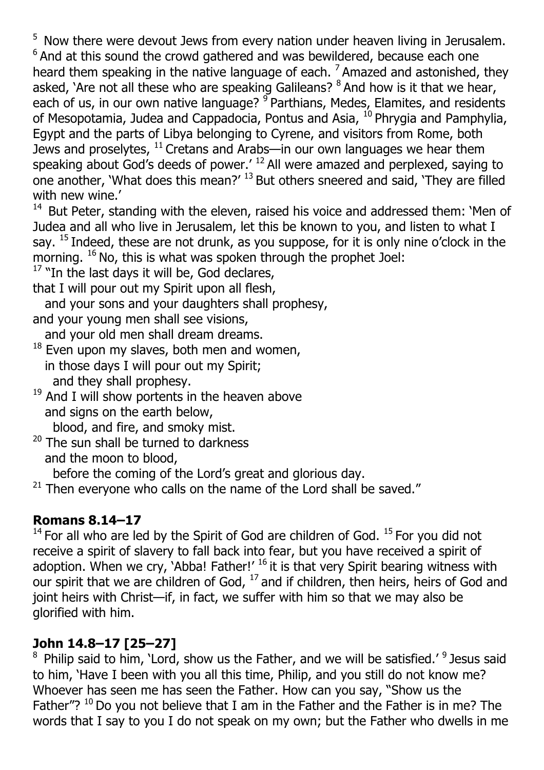[5] Now there were devout Jews from every nation under heaven living in Jerusalem. [6] And at this sound the crowd gathered and was bewildered, because each one heard them speaking in the native language of each. [7] Amazed and astonished, they asked, 'Are not all these who are speaking Galileans? [8] And how is it that we hear, each of us, in our own native language? [9] Parthians, Medes, Elamites, and residents of Mesopotamia, Judea and Cappadocia, Pontus and Asia, [10] Phrygia and Pamphylia, Egypt and the parts of Libya belonging to Cyrene, and visitors from Rome, both Jews and proselytes, [11] Cretans and Arabs—in our own languages we hear them speaking about God's deeds of power.' [12] All were amazed and perplexed, saying to one another, 'What does this mean?' [13] But others sneered and said, 'They are filled with new wine.'

[14] But Peter, standing with the eleven, raised his voice and addressed them: 'Men of Judea and all who live in Jerusalem, let this be known to you, and listen to what I say. [15] Indeed, these are not drunk, as you suppose, for it is only nine o'clock in the morning. [16] No, this is what was spoken through the prophet Joel:

[17] "In the last days it will be, God declares,
that I will pour out my Spirit upon all flesh,
  and your sons and your daughters shall prophesy,
and your young men shall see visions,
  and your old men shall dream dreams.
[18] Even upon my slaves, both men and women,
  in those days I will pour out my Spirit;
    and they shall prophesy.
[19] And I will show portents in the heaven above
  and signs on the earth below,
    blood, and fire, and smoky mist.
[20] The sun shall be turned to darkness
  and the moon to blood,
    before the coming of the Lord's great and glorious day.
[21] Then everyone who calls on the name of the Lord shall be saved."

## Romans 8.14–17

[14] For all who are led by the Spirit of God are children of God. [15] For you did not receive a spirit of slavery to fall back into fear, but you have received a spirit of adoption. When we cry, 'Abba! Father!' [16] it is that very Spirit bearing witness with our spirit that we are children of God, [17] and if children, then heirs, heirs of God and joint heirs with Christ—if, in fact, we suffer with him so that we may also be glorified with him.

## John 14.8–17 [25–27]

[8] Philip said to him, 'Lord, show us the Father, and we will be satisfied.' [9] Jesus said to him, 'Have I been with you all this time, Philip, and you still do not know me? Whoever has seen me has seen the Father. How can you say, "Show us the Father"? [10] Do you not believe that I am in the Father and the Father is in me? The words that I say to you I do not speak on my own; but the Father who dwells in me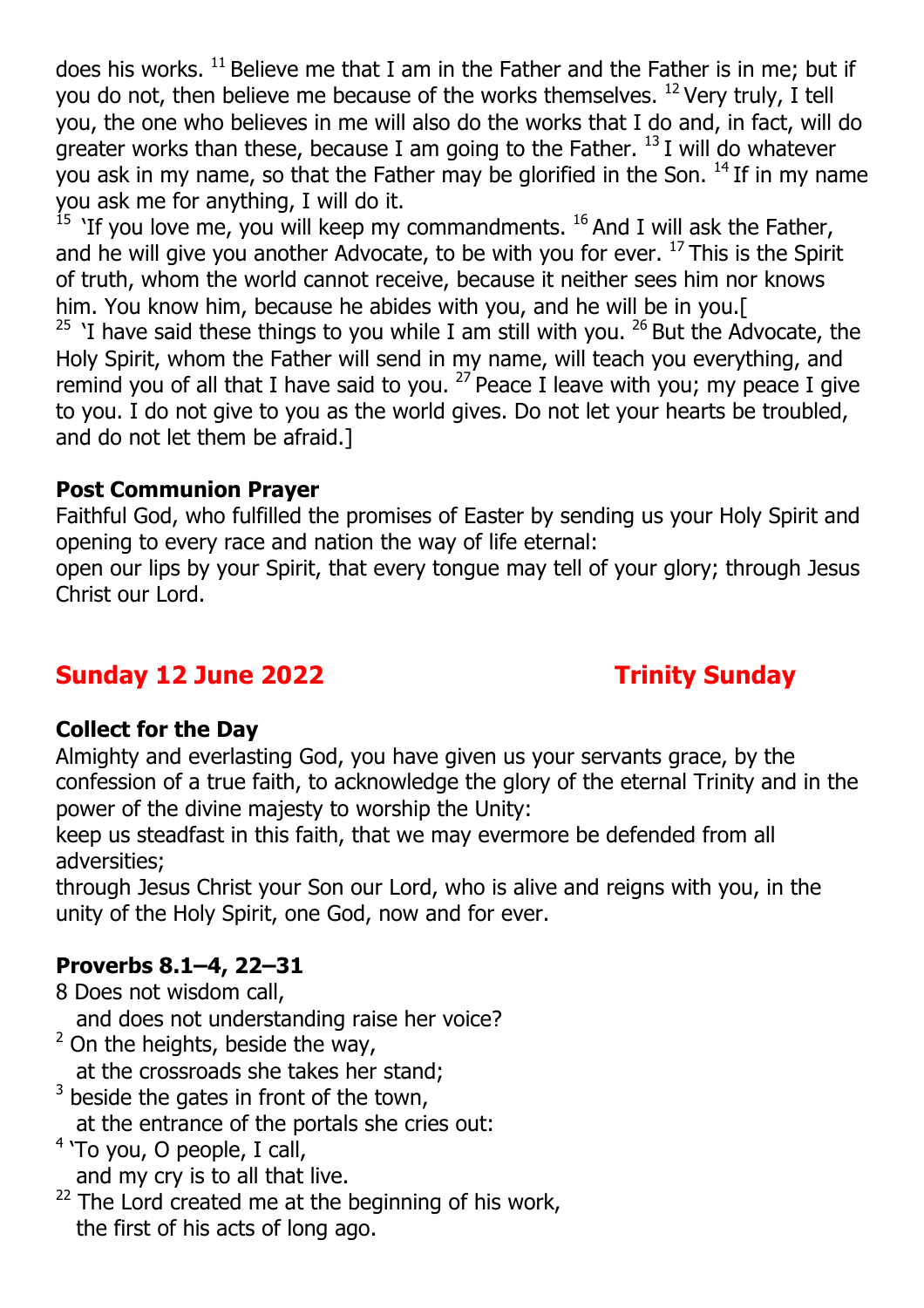does his works. [11] Believe me that I am in the Father and the Father is in me; but if you do not, then believe me because of the works themselves. [12] Very truly, I tell you, the one who believes in me will also do the works that I do and, in fact, will do greater works than these, because I am going to the Father. [13] I will do whatever you ask in my name, so that the Father may be glorified in the Son. [14] If in my name you ask me for anything, I will do it.

[15] 'If you love me, you will keep my commandments. [16] And I will ask the Father, and he will give you another Advocate, to be with you for ever. [17] This is the Spirit of truth, whom the world cannot receive, because it neither sees him nor knows him. You know him, because he abides with you, and he will be in you.[

[25] 'I have said these things to you while I am still with you. [26] But the Advocate, the Holy Spirit, whom the Father will send in my name, will teach you everything, and remind you of all that I have said to you. [27] Peace I leave with you; my peace I give to you. I do not give to you as the world gives. Do not let your hearts be troubled, and do not let them be afraid.]

**Post Communion Prayer**

Faithful God, who fulfilled the promises of Easter by sending us your Holy Spirit and opening to every race and nation the way of life eternal:
open our lips by your Spirit, that every tongue may tell of your glory; through Jesus Christ our Lord.

## Sunday 12 June 2022 — Trinity Sunday

**Collect for the Day**

Almighty and everlasting God, you have given us your servants grace, by the confession of a true faith, to acknowledge the glory of the eternal Trinity and in the power of the divine majesty to worship the Unity:
keep us steadfast in this faith, that we may evermore be defended from all adversities;
through Jesus Christ your Son our Lord, who is alive and reigns with you, in the unity of the Holy Spirit, one God, now and for ever.

**Proverbs 8.1–4, 22–31**

8 Does not wisdom call,
  and does not understanding raise her voice?
[2] On the heights, beside the way,
  at the crossroads she takes her stand;
[3] beside the gates in front of the town,
  at the entrance of the portals she cries out:
[4] 'To you, O people, I call,
  and my cry is to all that live.
[22] The Lord created me at the beginning of his work,
  the first of his acts of long ago.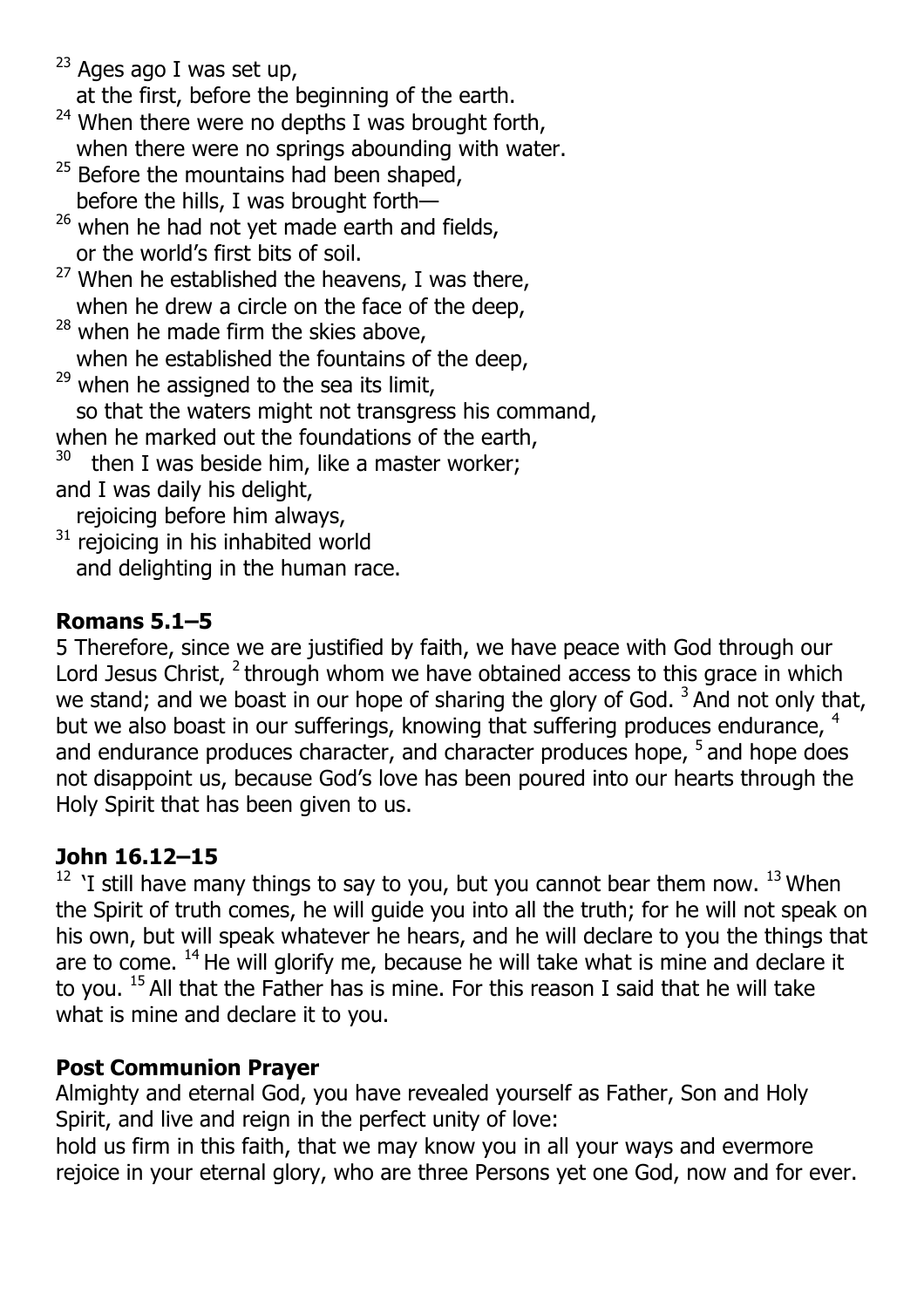[23] Ages ago I was set up,
at the first, before the beginning of the earth.
[24] When there were no depths I was brought forth,
when there were no springs abounding with water.
[25] Before the mountains had been shaped,
before the hills, I was brought forth—
[26] when he had not yet made earth and fields,
or the world's first bits of soil.
[27] When he established the heavens, I was there,
when he drew a circle on the face of the deep,
[28] when he made firm the skies above,
when he established the fountains of the deep,
[29] when he assigned to the sea its limit,
so that the waters might not transgress his command,
when he marked out the foundations of the earth,
[30] then I was beside him, like a master worker;
and I was daily his delight,
rejoicing before him always,
[31] rejoicing in his inhabited world
and delighting in the human race.

## Romans 5.1–5

5 Therefore, since we are justified by faith, we have peace with God through our Lord Jesus Christ, [2] through whom we have obtained access to this grace in which we stand; and we boast in our hope of sharing the glory of God. [3] And not only that, but we also boast in our sufferings, knowing that suffering produces endurance, [4] and endurance produces character, and character produces hope, [5] and hope does not disappoint us, because God's love has been poured into our hearts through the Holy Spirit that has been given to us.

## John 16.12–15

[12] 'I still have many things to say to you, but you cannot bear them now. [13] When the Spirit of truth comes, he will guide you into all the truth; for he will not speak on his own, but will speak whatever he hears, and he will declare to you the things that are to come. [14] He will glorify me, because he will take what is mine and declare it to you. [15] All that the Father has is mine. For this reason I said that he will take what is mine and declare it to you.

## Post Communion Prayer

Almighty and eternal God, you have revealed yourself as Father, Son and Holy Spirit, and live and reign in the perfect unity of love:
hold us firm in this faith, that we may know you in all your ways and evermore rejoice in your eternal glory, who are three Persons yet one God, now and for ever.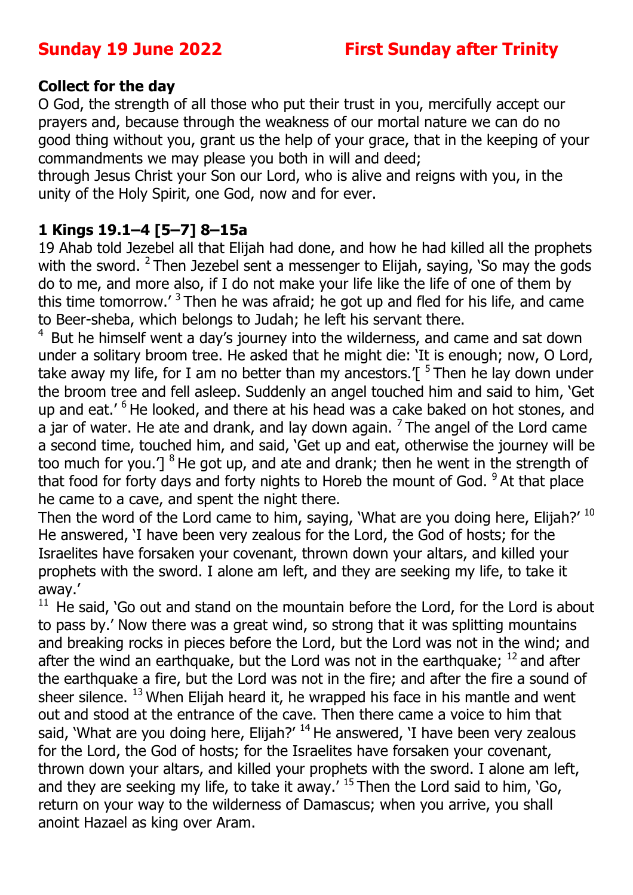**Sunday 19 June 2022 First Sunday after Trinity**

## Collect for the day

O God, the strength of all those who put their trust in you, mercifully accept our prayers and, because through the weakness of our mortal nature we can do no good thing without you, grant us the help of your grace, that in the keeping of your commandments we may please you both in will and deed;
through Jesus Christ your Son our Lord, who is alive and reigns with you, in the unity of the Holy Spirit, one God, now and for ever.

## 1 Kings 19.1–4 [5–7] 8–15a

19 Ahab told Jezebel all that Elijah had done, and how he had killed all the prophets with the sword. [2] Then Jezebel sent a messenger to Elijah, saying, 'So may the gods do to me, and more also, if I do not make your life like the life of one of them by this time tomorrow.' [3] Then he was afraid; he got up and fled for his life, and came to Beer-sheba, which belongs to Judah; he left his servant there.

[4] But he himself went a day's journey into the wilderness, and came and sat down under a solitary broom tree. He asked that he might die: 'It is enough; now, O Lord, take away my life, for I am no better than my ancestors.'[ [5] Then he lay down under the broom tree and fell asleep. Suddenly an angel touched him and said to him, 'Get up and eat.' [6] He looked, and there at his head was a cake baked on hot stones, and a jar of water. He ate and drank, and lay down again. [7] The angel of the Lord came a second time, touched him, and said, 'Get up and eat, otherwise the journey will be too much for you.'] [8] He got up, and ate and drank; then he went in the strength of that food for forty days and forty nights to Horeb the mount of God. [9] At that place he came to a cave, and spent the night there.

Then the word of the Lord came to him, saying, 'What are you doing here, Elijah?' [10] He answered, 'I have been very zealous for the Lord, the God of hosts; for the Israelites have forsaken your covenant, thrown down your altars, and killed your prophets with the sword. I alone am left, and they are seeking my life, to take it away.'

[11] He said, 'Go out and stand on the mountain before the Lord, for the Lord is about to pass by.' Now there was a great wind, so strong that it was splitting mountains and breaking rocks in pieces before the Lord, but the Lord was not in the wind; and after the wind an earthquake, but the Lord was not in the earthquake; [12] and after the earthquake a fire, but the Lord was not in the fire; and after the fire a sound of sheer silence. [13] When Elijah heard it, he wrapped his face in his mantle and went out and stood at the entrance of the cave. Then there came a voice to him that said, 'What are you doing here, Elijah?' [14] He answered, 'I have been very zealous for the Lord, the God of hosts; for the Israelites have forsaken your covenant, thrown down your altars, and killed your prophets with the sword. I alone am left, and they are seeking my life, to take it away.' [15] Then the Lord said to him, 'Go, return on your way to the wilderness of Damascus; when you arrive, you shall anoint Hazael as king over Aram.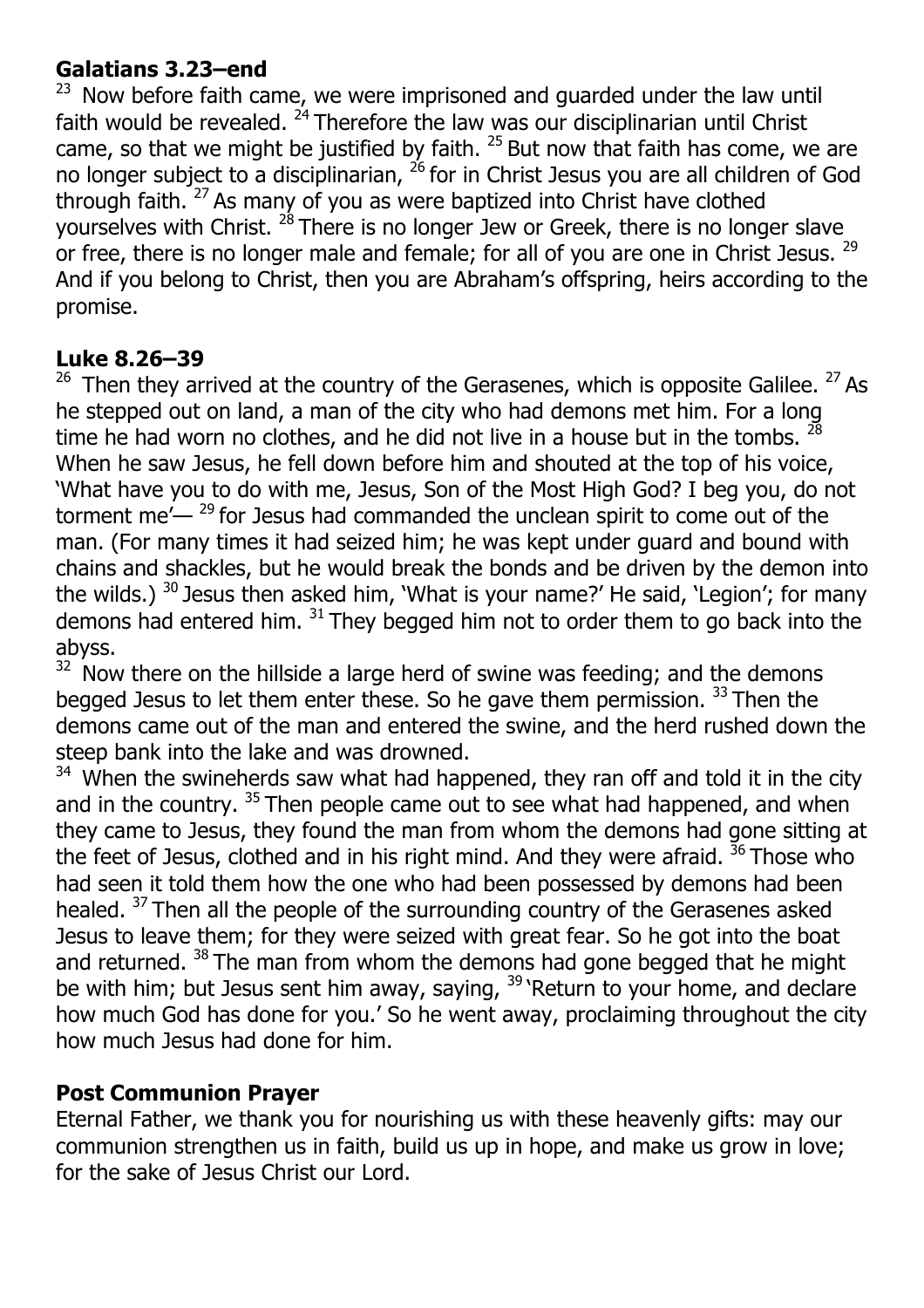## Galatians 3.23–end

[23] Now before faith came, we were imprisoned and guarded under the law until faith would be revealed. [24] Therefore the law was our disciplinarian until Christ came, so that we might be justified by faith. [25] But now that faith has come, we are no longer subject to a disciplinarian, [26] for in Christ Jesus you are all children of God through faith. [27] As many of you as were baptized into Christ have clothed yourselves with Christ. [28] There is no longer Jew or Greek, there is no longer slave or free, there is no longer male and female; for all of you are one in Christ Jesus. [29] And if you belong to Christ, then you are Abraham's offspring, heirs according to the promise.

## Luke 8.26–39

[26] Then they arrived at the country of the Gerasenes, which is opposite Galilee. [27] As he stepped out on land, a man of the city who had demons met him. For a long time he had worn no clothes, and he did not live in a house but in the tombs. [28] When he saw Jesus, he fell down before him and shouted at the top of his voice, 'What have you to do with me, Jesus, Son of the Most High God? I beg you, do not torment me'— [29] for Jesus had commanded the unclean spirit to come out of the man. (For many times it had seized him; he was kept under guard and bound with chains and shackles, but he would break the bonds and be driven by the demon into the wilds.) [30] Jesus then asked him, 'What is your name?' He said, 'Legion'; for many demons had entered him. [31] They begged him not to order them to go back into the abyss.

[32] Now there on the hillside a large herd of swine was feeding; and the demons begged Jesus to let them enter these. So he gave them permission. [33] Then the demons came out of the man and entered the swine, and the herd rushed down the steep bank into the lake and was drowned.

[34] When the swineherds saw what had happened, they ran off and told it in the city and in the country. [35] Then people came out to see what had happened, and when they came to Jesus, they found the man from whom the demons had gone sitting at the feet of Jesus, clothed and in his right mind. And they were afraid. [36] Those who had seen it told them how the one who had been possessed by demons had been healed. [37] Then all the people of the surrounding country of the Gerasenes asked Jesus to leave them; for they were seized with great fear. So he got into the boat and returned. [38] The man from whom the demons had gone begged that he might be with him; but Jesus sent him away, saying, [39] 'Return to your home, and declare how much God has done for you.' So he went away, proclaiming throughout the city how much Jesus had done for him.

## Post Communion Prayer

Eternal Father, we thank you for nourishing us with these heavenly gifts: may our communion strengthen us in faith, build us up in hope, and make us grow in love; for the sake of Jesus Christ our Lord.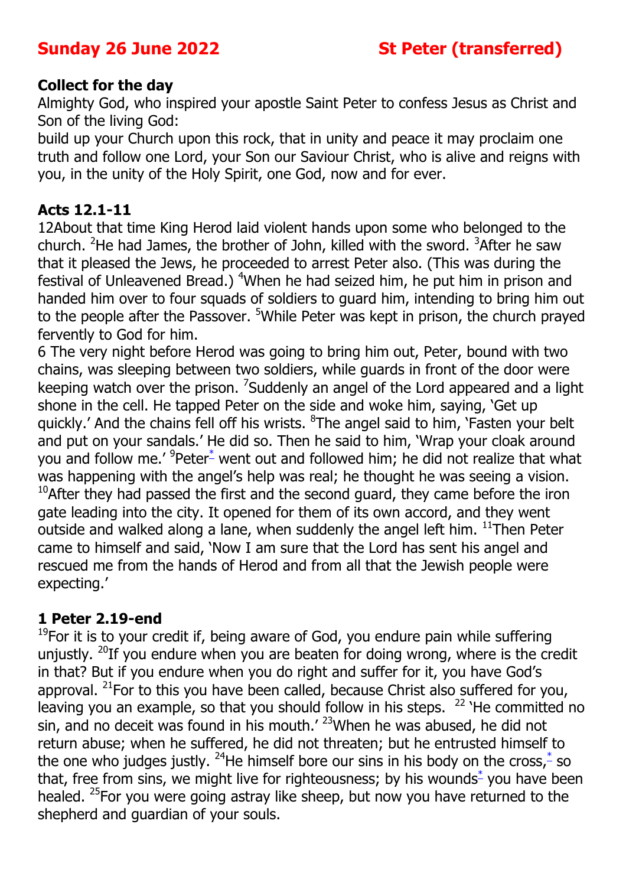# Sunday 26 June 2022 St Peter (transferred)

**Collect for the day**

Almighty God, who inspired your apostle Saint Peter to confess Jesus as Christ and Son of the living God:
build up your Church upon this rock, that in unity and peace it may proclaim one truth and follow one Lord, your Son our Saviour Christ, who is alive and reigns with you, in the unity of the Holy Spirit, one God, now and for ever.

**Acts 12.1-11**

12About that time King Herod laid violent hands upon some who belonged to the church. [2]He had James, the brother of John, killed with the sword. [3]After he saw that it pleased the Jews, he proceeded to arrest Peter also. (This was during the festival of Unleavened Bread.) [4]When he had seized him, he put him in prison and handed him over to four squads of soldiers to guard him, intending to bring him out to the people after the Passover. [5]While Peter was kept in prison, the church prayed fervently to God for him.
6 The very night before Herod was going to bring him out, Peter, bound with two chains, was sleeping between two soldiers, while guards in front of the door were keeping watch over the prison. [7]Suddenly an angel of the Lord appeared and a light shone in the cell. He tapped Peter on the side and woke him, saying, 'Get up quickly.' And the chains fell off his wrists. [8]The angel said to him, 'Fasten your belt and put on your sandals.' He did so. Then he said to him, 'Wrap your cloak around you and follow me.' [9]Peter* went out and followed him; he did not realize that what was happening with the angel's help was real; he thought he was seeing a vision. [10]After they had passed the first and the second guard, they came before the iron gate leading into the city. It opened for them of its own accord, and they went outside and walked along a lane, when suddenly the angel left him. [11]Then Peter came to himself and said, 'Now I am sure that the Lord has sent his angel and rescued me from the hands of Herod and from all that the Jewish people were expecting.'

**1 Peter 2.19-end**

[19]For it is to your credit if, being aware of God, you endure pain while suffering unjustly. [20]If you endure when you are beaten for doing wrong, where is the credit in that? But if you endure when you do right and suffer for it, you have God's approval. [21]For to this you have been called, because Christ also suffered for you, leaving you an example, so that you should follow in his steps. [22] 'He committed no sin, and no deceit was found in his mouth.' [23]When he was abused, he did not return abuse; when he suffered, he did not threaten; but he entrusted himself to the one who judges justly. [24]He himself bore our sins in his body on the cross,* so that, free from sins, we might live for righteousness; by his wounds* you have been healed. [25]For you were going astray like sheep, but now you have returned to the shepherd and guardian of your souls.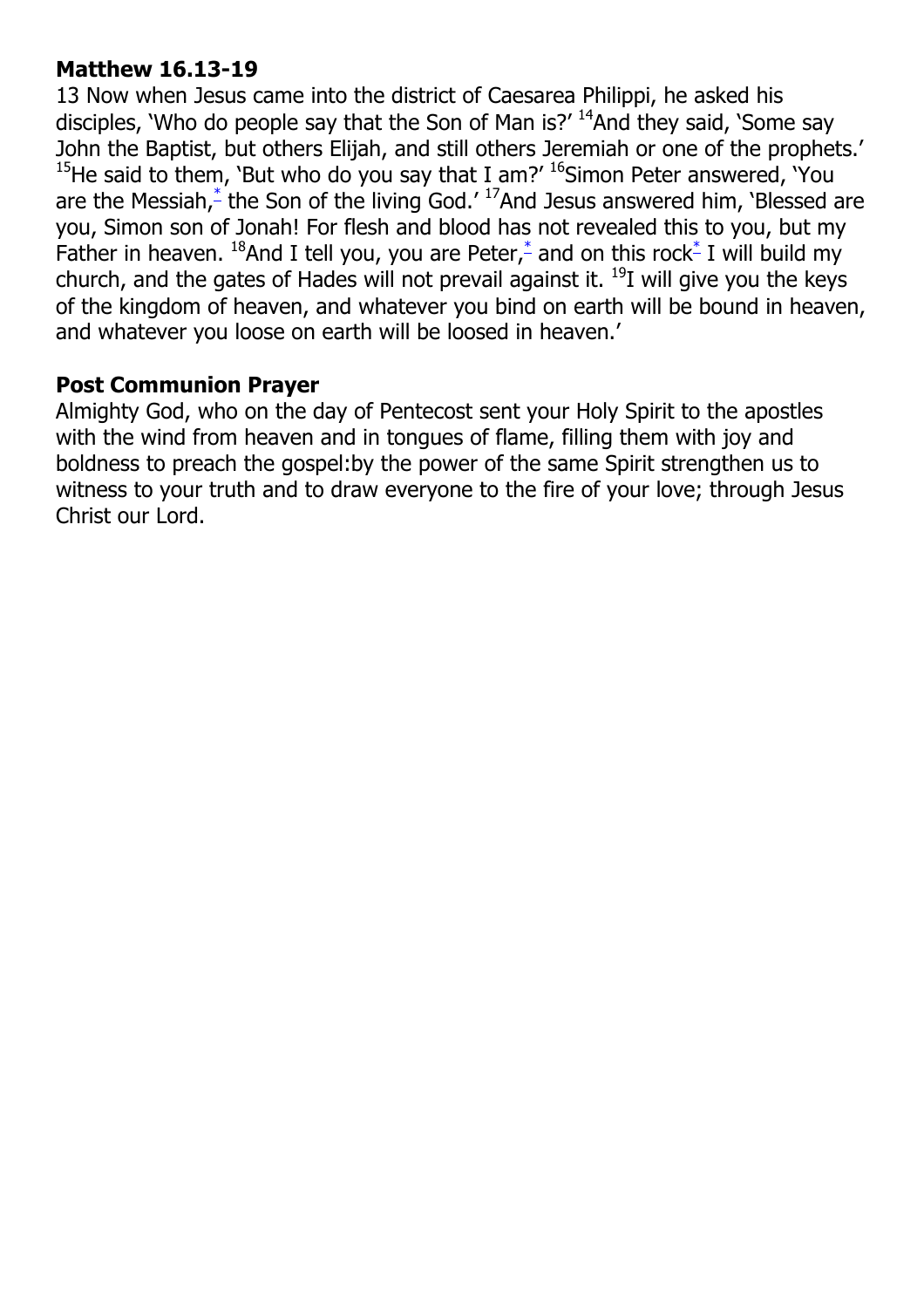**Matthew 16.13-19**

13 Now when Jesus came into the district of Caesarea Philippi, he asked his disciples, 'Who do people say that the Son of Man is?' [14]And they said, 'Some say John the Baptist, but others Elijah, and still others Jeremiah or one of the prophets.' [15]He said to them, 'But who do you say that I am?' [16]Simon Peter answered, 'You are the Messiah,* the Son of the living God.' [17]And Jesus answered him, 'Blessed are you, Simon son of Jonah! For flesh and blood has not revealed this to you, but my Father in heaven. [18]And I tell you, you are Peter,* and on this rock* I will build my church, and the gates of Hades will not prevail against it. [19]I will give you the keys of the kingdom of heaven, and whatever you bind on earth will be bound in heaven, and whatever you loose on earth will be loosed in heaven.'

**Post Communion Prayer**

Almighty God, who on the day of Pentecost sent your Holy Spirit to the apostles with the wind from heaven and in tongues of flame, filling them with joy and boldness to preach the gospel:by the power of the same Spirit strengthen us to witness to your truth and to draw everyone to the fire of your love; through Jesus Christ our Lord.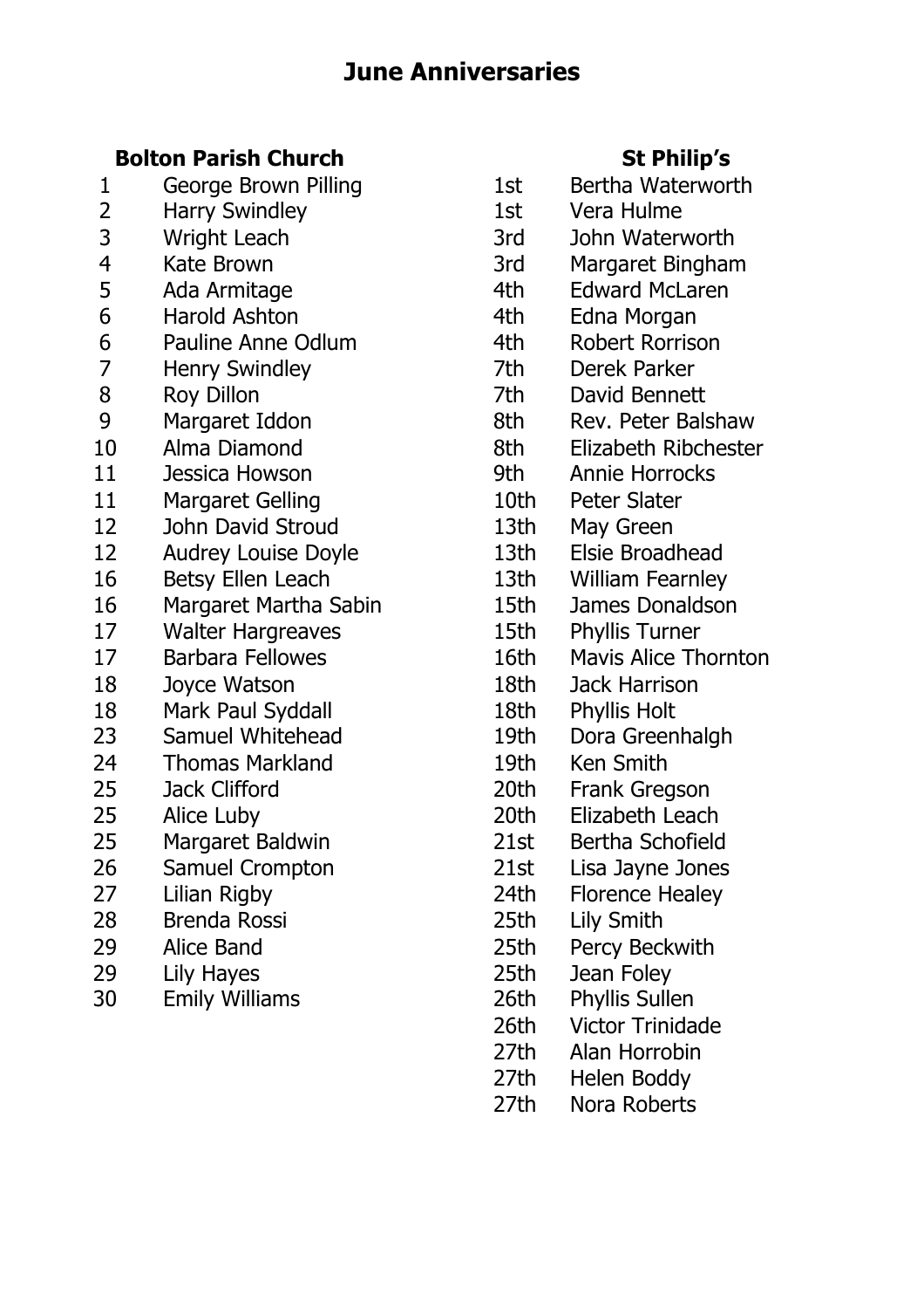# June Anniversaries

### Bolton Parish Church

| | |
|---|---|
| 1 | George Brown Pilling |
| 2 | Harry Swindley |
| 3 | Wright Leach |
| 4 | Kate Brown |
| 5 | Ada Armitage |
| 6 | Harold Ashton |
| 6 | Pauline Anne Odlum |
| 7 | Henry Swindley |
| 8 | Roy Dillon |
| 9 | Margaret Iddon |
| 10 | Alma Diamond |
| 11 | Jessica Howson |
| 11 | Margaret Gelling |
| 12 | John David Stroud |
| 12 | Audrey Louise Doyle |
| 16 | Betsy Ellen Leach |
| 16 | Margaret Martha Sabin |
| 17 | Walter Hargreaves |
| 17 | Barbara Fellowes |
| 18 | Joyce Watson |
| 18 | Mark Paul Syddall |
| 23 | Samuel Whitehead |
| 24 | Thomas Markland |
| 25 | Jack Clifford |
| 25 | Alice Luby |
| 25 | Margaret Baldwin |
| 26 | Samuel Crompton |
| 27 | Lilian Rigby |
| 28 | Brenda Rossi |
| 29 | Alice Band |
| 29 | Lily Hayes |
| 30 | Emily Williams |

### St Philip's

| | |
|---|---|
| 1st | Bertha Waterworth |
| 1st | Vera Hulme |
| 3rd | John Waterworth |
| 3rd | Margaret Bingham |
| 4th | Edward McLaren |
| 4th | Edna Morgan |
| 4th | Robert Rorrison |
| 7th | Derek Parker |
| 7th | David Bennett |
| 8th | Rev. Peter Balshaw |
| 8th | Elizabeth Ribchester |
| 9th | Annie Horrocks |
| 10th | Peter Slater |
| 13th | May Green |
| 13th | Elsie Broadhead |
| 13th | William Fearnley |
| 15th | James Donaldson |
| 15th | Phyllis Turner |
| 16th | Mavis Alice Thornton |
| 18th | Jack Harrison |
| 18th | Phyllis Holt |
| 19th | Dora Greenhalgh |
| 19th | Ken Smith |
| 20th | Frank Gregson |
| 20th | Elizabeth Leach |
| 21st | Bertha Schofield |
| 21st | Lisa Jayne Jones |
| 24th | Florence Healey |
| 25th | Lily Smith |
| 25th | Percy Beckwith |
| 25th | Jean Foley |
| 26th | Phyllis Sullen |
| 26th | Victor Trinidade |
| 27th | Alan Horrobin |
| 27th | Helen Boddy |
| 27th | Nora Roberts |